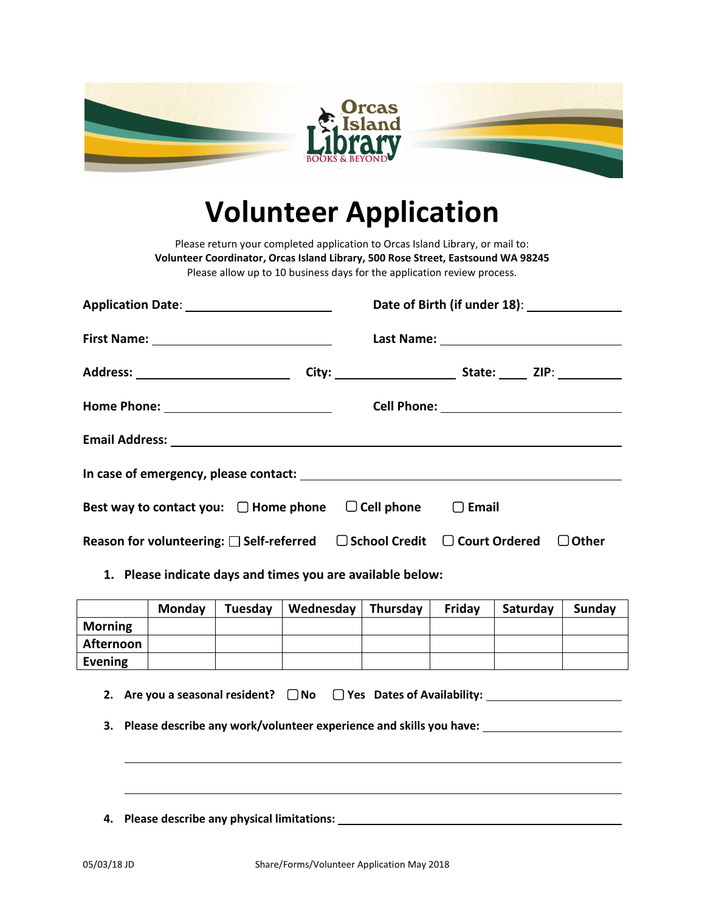Orcas Island Library
BOOKS & BEYOND

# Volunteer Application

Please return your completed application to Orcas Island Library, or mail to:
**Volunteer Coordinator, Orcas Island Library, 500 Rose Street, Eastsound WA 98245**
Please allow up to 10 business days for the application review process.

**Application Date**: ______________________ **Date of Birth (if under 18)**: ______________

**First Name:** ______________________ **Last Name:** ______________________

**Address:** ______________________ **City:** ______________ **State:** ____ **ZIP**: ________

**Home Phone:** ______________________ **Cell Phone:** ______________________

**Email Address:** ______________________________________________

**In case of emergency, please contact:** ______________________________________

**Best way to contact you:** ☐ **Home phone** ☐ **Cell phone** ☐ **Email**

**Reason for volunteering:** ☐ **Self-referred** ☐ **School Credit** ☐ **Court Ordered** ☐ **Other**

1. **Please indicate days and times you are available below:**

| | Monday | Tuesday | Wednesday | Thursday | Friday | Saturday | Sunday |
|---|---|---|---|---|---|---|---|
| **Morning** | | | | | | | |
| **Afternoon** | | | | | | | |
| **Evening** | | | | | | | |

2. **Are you a seasonal resident?** ☐ **No** ☐ **Yes Dates of Availability:** ______________

3. **Please describe any work/volunteer experience and skills you have:** ______________

   ______________________________________________

   ______________________________________________

4. **Please describe any physical limitations:** ______________________________

05/03/18 JD Share/Forms/Volunteer Application May 2018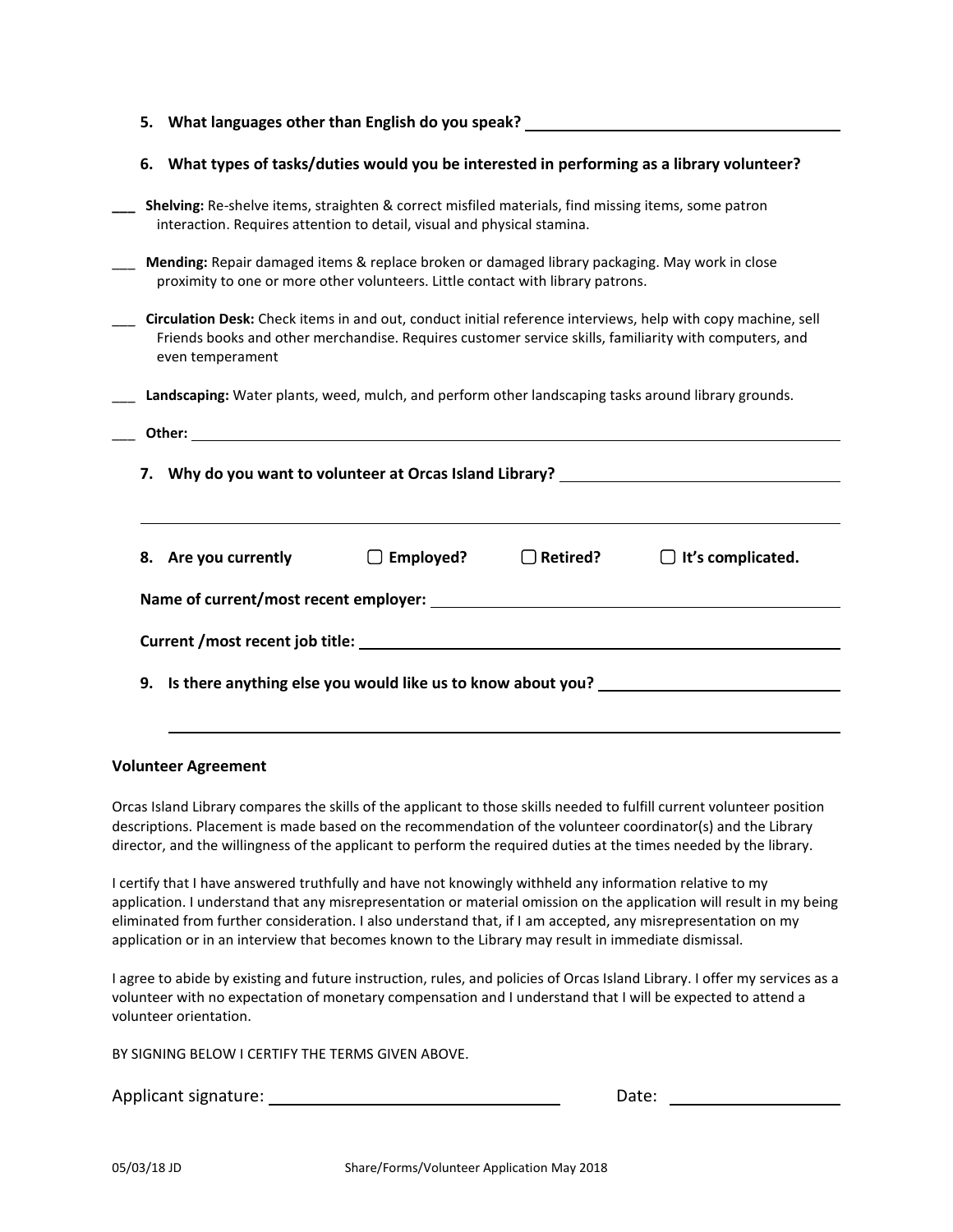5. **What languages other than English do you speak?** ______________________________

6. **What types of tasks/duties would you be interested in performing as a library volunteer?**

___ **Shelving:** Re-shelve items, straighten & correct misfiled materials, find missing items, some patron interaction. Requires attention to detail, visual and physical stamina.

___ **Mending:** Repair damaged items & replace broken or damaged library packaging. May work in close proximity to one or more other volunteers. Little contact with library patrons.

___ **Circulation Desk:** Check items in and out, conduct initial reference interviews, help with copy machine, sell Friends books and other merchandise. Requires customer service skills, familiarity with computers, and even temperament

___ **Landscaping:** Water plants, weed, mulch, and perform other landscaping tasks around library grounds.

___ **Other:** ______________________________

7. **Why do you want to volunteer at Orcas Island Library?** ______________________________

______________________________

8. **Are you currently** ☐ **Employed?** ☐ **Retired?** ☐ **It's complicated.**

**Name of current/most recent employer:** ______________________________

**Current /most recent job title:** ______________________________

9. **Is there anything else you would like us to know about you?** ______________________________

______________________________

**Volunteer Agreement**

Orcas Island Library compares the skills of the applicant to those skills needed to fulfill current volunteer position descriptions. Placement is made based on the recommendation of the volunteer coordinator(s) and the Library director, and the willingness of the applicant to perform the required duties at the times needed by the library.

I certify that I have answered truthfully and have not knowingly withheld any information relative to my application. I understand that any misrepresentation or material omission on the application will result in my being eliminated from further consideration. I also understand that, if I am accepted, any misrepresentation on my application or in an interview that becomes known to the Library may result in immediate dismissal.

I agree to abide by existing and future instruction, rules, and policies of Orcas Island Library. I offer my services as a volunteer with no expectation of monetary compensation and I understand that I will be expected to attend a volunteer orientation.

BY SIGNING BELOW I CERTIFY THE TERMS GIVEN ABOVE.

Applicant signature: ______________________________ Date: ______________

05/03/18 JD Share/Forms/Volunteer Application May 2018